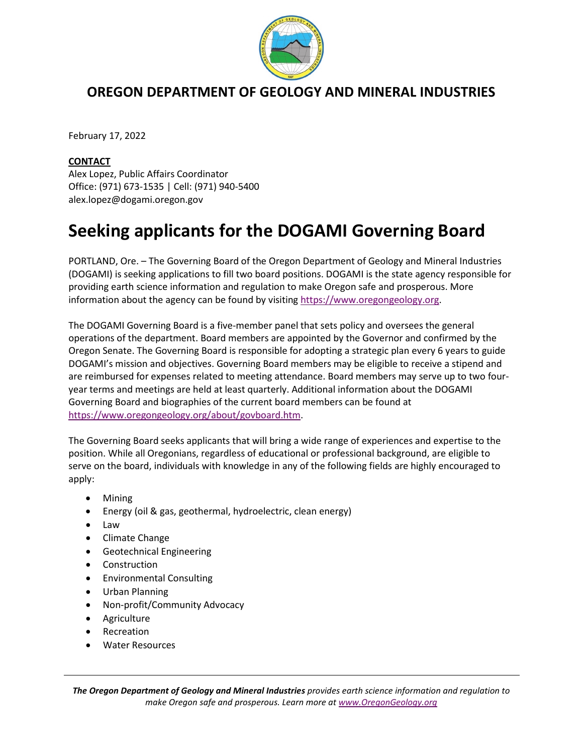## OREGON DEPARTMENT OF GEOLOGY AND MINERAL INDUSTRIES

February 17, 2022

**CONTACT**
Alex Lopez, Public Affairs Coordinator
Office: (971) 673-1535 | Cell: (971) 940-5400
alex.lopez@dogami.oregon.gov

# Seeking applicants for the DOGAMI Governing Board

PORTLAND, Ore. – The Governing Board of the Oregon Department of Geology and Mineral Industries (DOGAMI) is seeking applications to fill two board positions. DOGAMI is the state agency responsible for providing earth science information and regulation to make Oregon safe and prosperous. More information about the agency can be found by visiting https://www.oregongeology.org.

The DOGAMI Governing Board is a five-member panel that sets policy and oversees the general operations of the department. Board members are appointed by the Governor and confirmed by the Oregon Senate. The Governing Board is responsible for adopting a strategic plan every 6 years to guide DOGAMI's mission and objectives. Governing Board members may be eligible to receive a stipend and are reimbursed for expenses related to meeting attendance. Board members may serve up to two four-year terms and meetings are held at least quarterly. Additional information about the DOGAMI Governing Board and biographies of the current board members can be found at https://www.oregongeology.org/about/govboard.htm.

The Governing Board seeks applicants that will bring a wide range of experiences and expertise to the position. While all Oregonians, regardless of educational or professional background, are eligible to serve on the board, individuals with knowledge in any of the following fields are highly encouraged to apply:

- Mining
- Energy (oil & gas, geothermal, hydroelectric, clean energy)
- Law
- Climate Change
- Geotechnical Engineering
- Construction
- Environmental Consulting
- Urban Planning
- Non-profit/Community Advocacy
- Agriculture
- Recreation
- Water Resources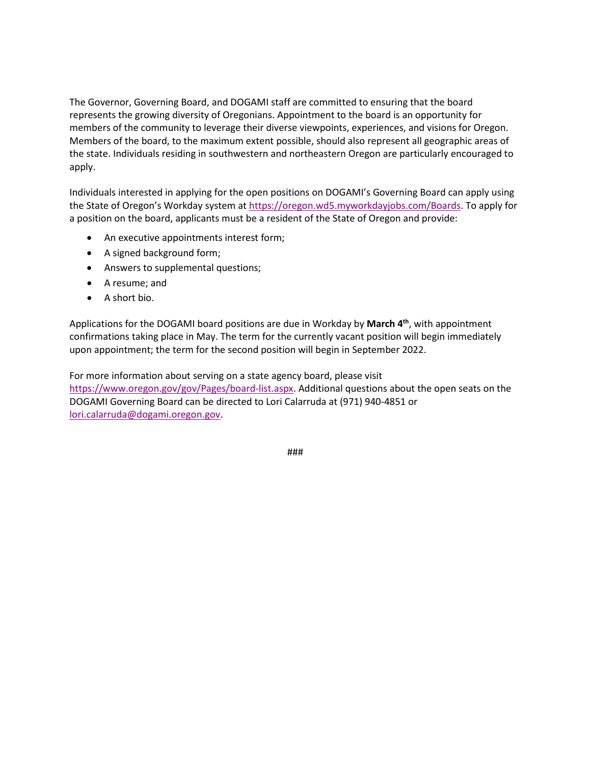The Governor, Governing Board, and DOGAMI staff are committed to ensuring that the board represents the growing diversity of Oregonians. Appointment to the board is an opportunity for members of the community to leverage their diverse viewpoints, experiences, and visions for Oregon. Members of the board, to the maximum extent possible, should also represent all geographic areas of the state. Individuals residing in southwestern and northeastern Oregon are particularly encouraged to apply.

Individuals interested in applying for the open positions on DOGAMI's Governing Board can apply using the State of Oregon's Workday system at https://oregon.wd5.myworkdayjobs.com/Boards. To apply for a position on the board, applicants must be a resident of the State of Oregon and provide:

- An executive appointments interest form;
- A signed background form;
- Answers to supplemental questions;
- A resume; and
- A short bio.

Applications for the DOGAMI board positions are due in Workday by **March 4th**, with appointment confirmations taking place in May. The term for the currently vacant position will begin immediately upon appointment; the term for the second position will begin in September 2022.

For more information about serving on a state agency board, please visit https://www.oregon.gov/gov/Pages/board-list.aspx. Additional questions about the open seats on the DOGAMI Governing Board can be directed to Lori Calarruda at (971) 940-4851 or lori.calarruda@dogami.oregon.gov.

###